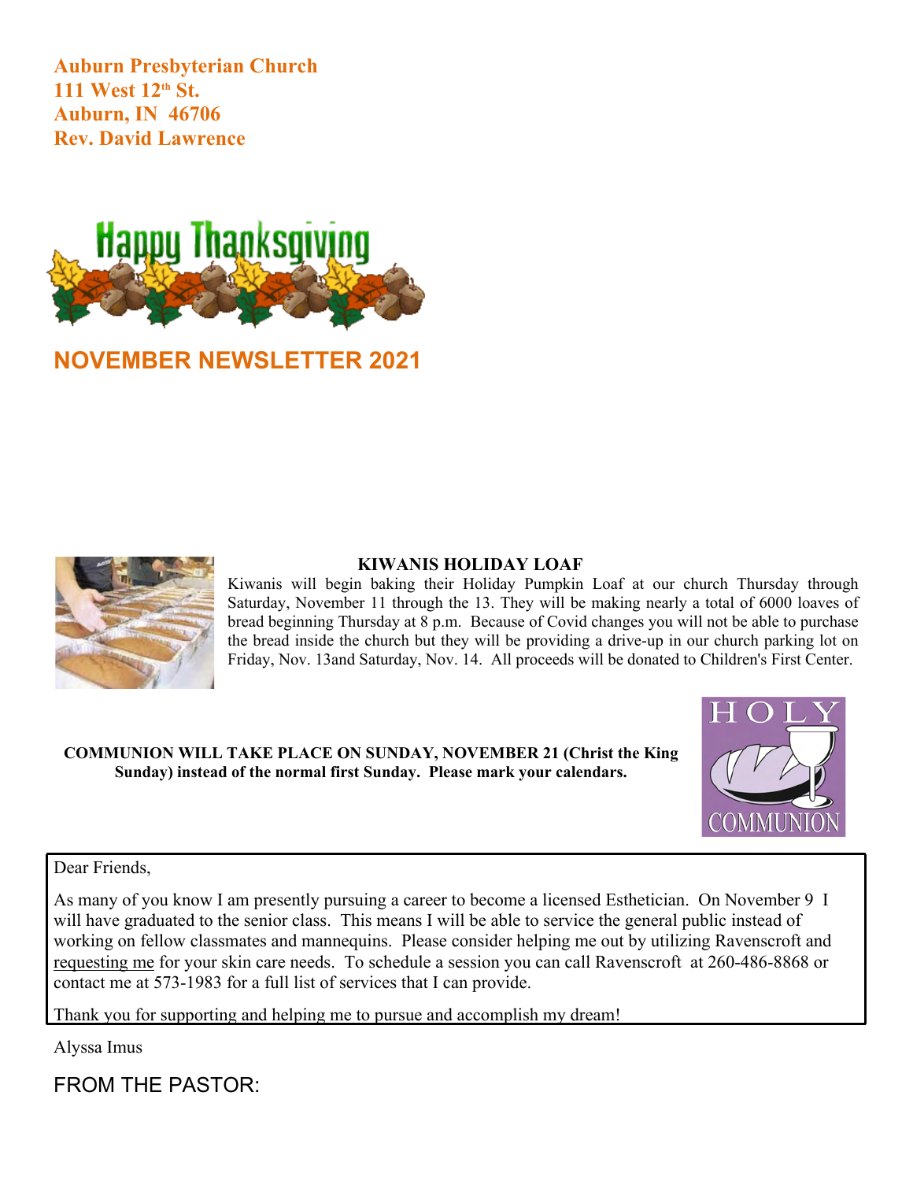**Auburn Presbyterian Church**
**111 West 12th St.**
**Auburn, IN 46706**
**Rev. David Lawrence**

Happy Thanksgiving

## NOVEMBER NEWSLETTER 2021

### KIWANIS HOLIDAY LOAF

Kiwanis will begin baking their Holiday Pumpkin Loaf at our church Thursday through Saturday, November 11 through the 13. They will be making nearly a total of 6000 loaves of bread beginning Thursday at 8 p.m. Because of Covid changes you will not be able to purchase the bread inside the church but they will be providing a drive-up in our church parking lot on Friday, Nov. 13and Saturday, Nov. 14. All proceeds will be donated to Children's First Center.

**COMMUNION WILL TAKE PLACE ON SUNDAY, NOVEMBER 21 (Christ the King Sunday) instead of the normal first Sunday. Please mark your calendars.**

HOLY COMMUNION

Dear Friends,

As many of you know I am presently pursuing a career to become a licensed Esthetician. On November 9 I will have graduated to the senior class. This means I will be able to service the general public instead of working on fellow classmates and mannequins. Please consider helping me out by utilizing Ravenscroft and requesting me for your skin care needs. To schedule a session you can call Ravenscroft at 260-486-8868 or contact me at 573-1983 for a full list of services that I can provide.

Thank you for supporting and helping me to pursue and accomplish my dream!

Alyssa Imus

## FROM THE PASTOR: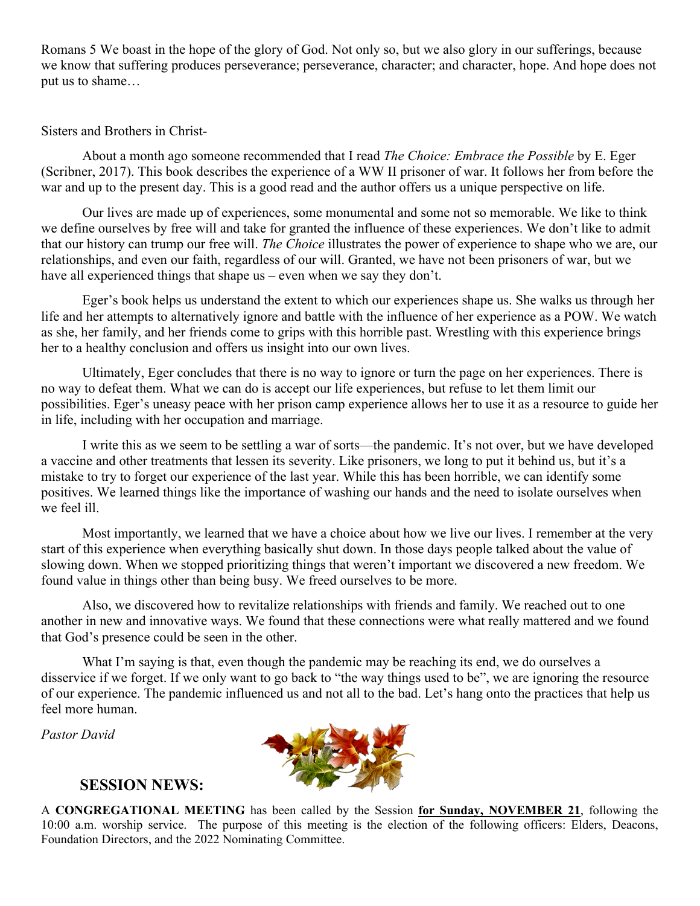Romans 5 We boast in the hope of the glory of God. Not only so, but we also glory in our sufferings, because we know that suffering produces perseverance; perseverance, character; and character, hope. And hope does not put us to shame…

Sisters and Brothers in Christ-

About a month ago someone recommended that I read *The Choice: Embrace the Possible* by E. Eger (Scribner, 2017). This book describes the experience of a WW II prisoner of war. It follows her from before the war and up to the present day. This is a good read and the author offers us a unique perspective on life.

Our lives are made up of experiences, some monumental and some not so memorable. We like to think we define ourselves by free will and take for granted the influence of these experiences. We don't like to admit that our history can trump our free will. *The Choice* illustrates the power of experience to shape who we are, our relationships, and even our faith, regardless of our will. Granted, we have not been prisoners of war, but we have all experienced things that shape us – even when we say they don't.

Eger's book helps us understand the extent to which our experiences shape us. She walks us through her life and her attempts to alternatively ignore and battle with the influence of her experience as a POW. We watch as she, her family, and her friends come to grips with this horrible past. Wrestling with this experience brings her to a healthy conclusion and offers us insight into our own lives.

Ultimately, Eger concludes that there is no way to ignore or turn the page on her experiences. There is no way to defeat them. What we can do is accept our life experiences, but refuse to let them limit our possibilities. Eger's uneasy peace with her prison camp experience allows her to use it as a resource to guide her in life, including with her occupation and marriage.

I write this as we seem to be settling a war of sorts—the pandemic. It's not over, but we have developed a vaccine and other treatments that lessen its severity. Like prisoners, we long to put it behind us, but it's a mistake to try to forget our experience of the last year. While this has been horrible, we can identify some positives. We learned things like the importance of washing our hands and the need to isolate ourselves when we feel ill.

Most importantly, we learned that we have a choice about how we live our lives. I remember at the very start of this experience when everything basically shut down. In those days people talked about the value of slowing down. When we stopped prioritizing things that weren't important we discovered a new freedom. We found value in things other than being busy. We freed ourselves to be more.

Also, we discovered how to revitalize relationships with friends and family. We reached out to one another in new and innovative ways. We found that these connections were what really mattered and we found that God's presence could be seen in the other.

What I'm saying is that, even though the pandemic may be reaching its end, we do ourselves a disservice if we forget. If we only want to go back to "the way things used to be", we are ignoring the resource of our experience. The pandemic influenced us and not all to the bad. Let's hang onto the practices that help us feel more human.

*Pastor David*

## SESSION NEWS:

A **CONGREGATIONAL MEETING** has been called by the Session **for Sunday, NOVEMBER 21**, following the 10:00 a.m. worship service. The purpose of this meeting is the election of the following officers: Elders, Deacons, Foundation Directors, and the 2022 Nominating Committee.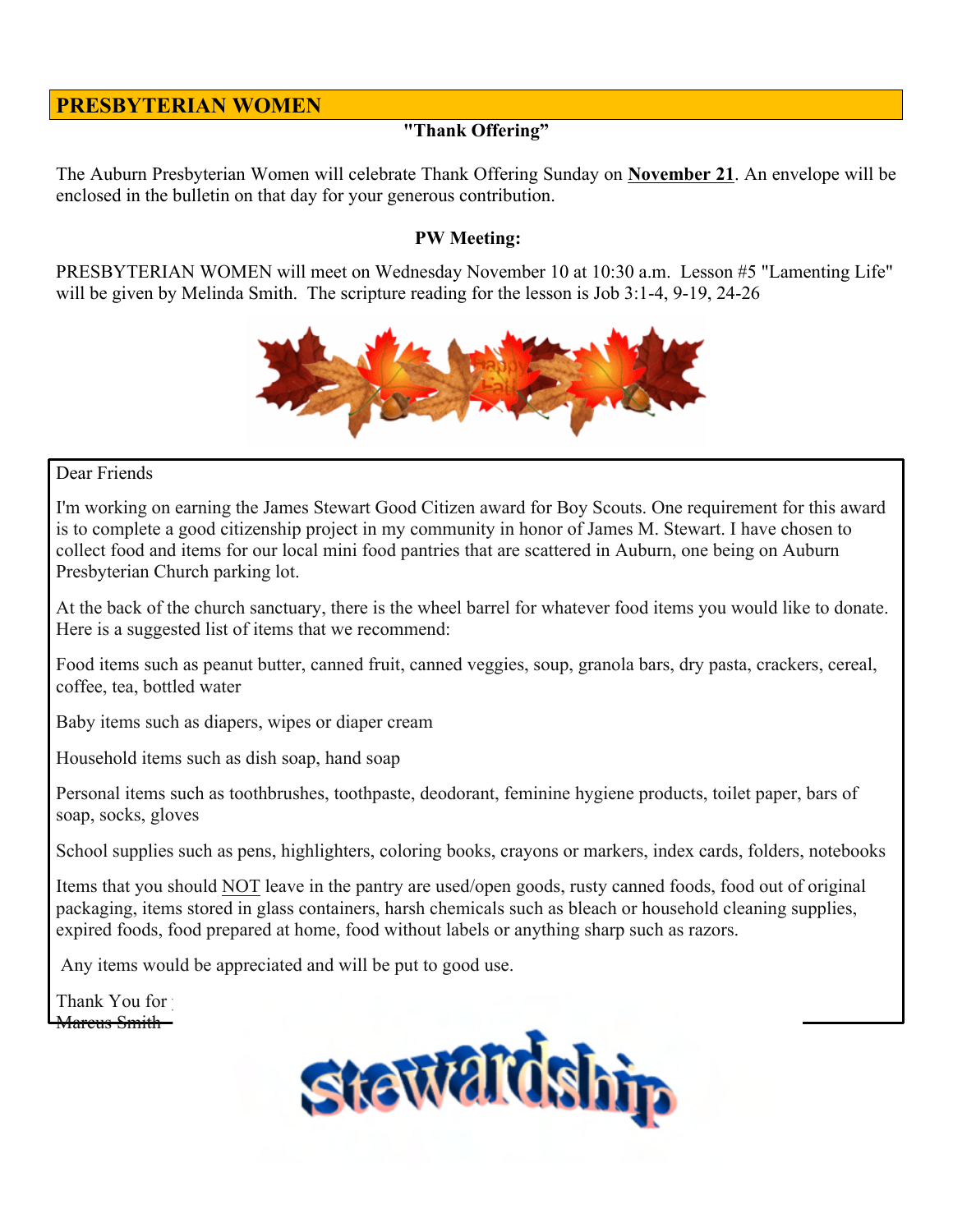## PRESBYTERIAN WOMEN

**"Thank Offering"**

The Auburn Presbyterian Women will celebrate Thank Offering Sunday on **November 21**. An envelope will be enclosed in the bulletin on that day for your generous contribution.

**PW Meeting:**

PRESBYTERIAN WOMEN will meet on Wednesday November 10 at 10:30 a.m. Lesson #5 "Lamenting Life" will be given by Melinda Smith. The scripture reading for the lesson is Job 3:1-4, 9-19, 24-26

Dear Friends

I'm working on earning the James Stewart Good Citizen award for Boy Scouts. One requirement for this award is to complete a good citizenship project in my community in honor of James M. Stewart. I have chosen to collect food and items for our local mini food pantries that are scattered in Auburn, one being on Auburn Presbyterian Church parking lot.

At the back of the church sanctuary, there is the wheel barrel for whatever food items you would like to donate. Here is a suggested list of items that we recommend:

Food items such as peanut butter, canned fruit, canned veggies, soup, granola bars, dry pasta, crackers, cereal, coffee, tea, bottled water

Baby items such as diapers, wipes or diaper cream

Household items such as dish soap, hand soap

Personal items such as toothbrushes, toothpaste, deodorant, feminine hygiene products, toilet paper, bars of soap, socks, gloves

School supplies such as pens, highlighters, coloring books, crayons or markers, index cards, folders, notebooks

Items that you should NOT leave in the pantry are used/open goods, rusty canned foods, food out of original packaging, items stored in glass containers, harsh chemicals such as bleach or household cleaning supplies, expired foods, food prepared at home, food without labels or anything sharp such as razors.

Any items would be appreciated and will be put to good use.

Thank You for

Marcus Smith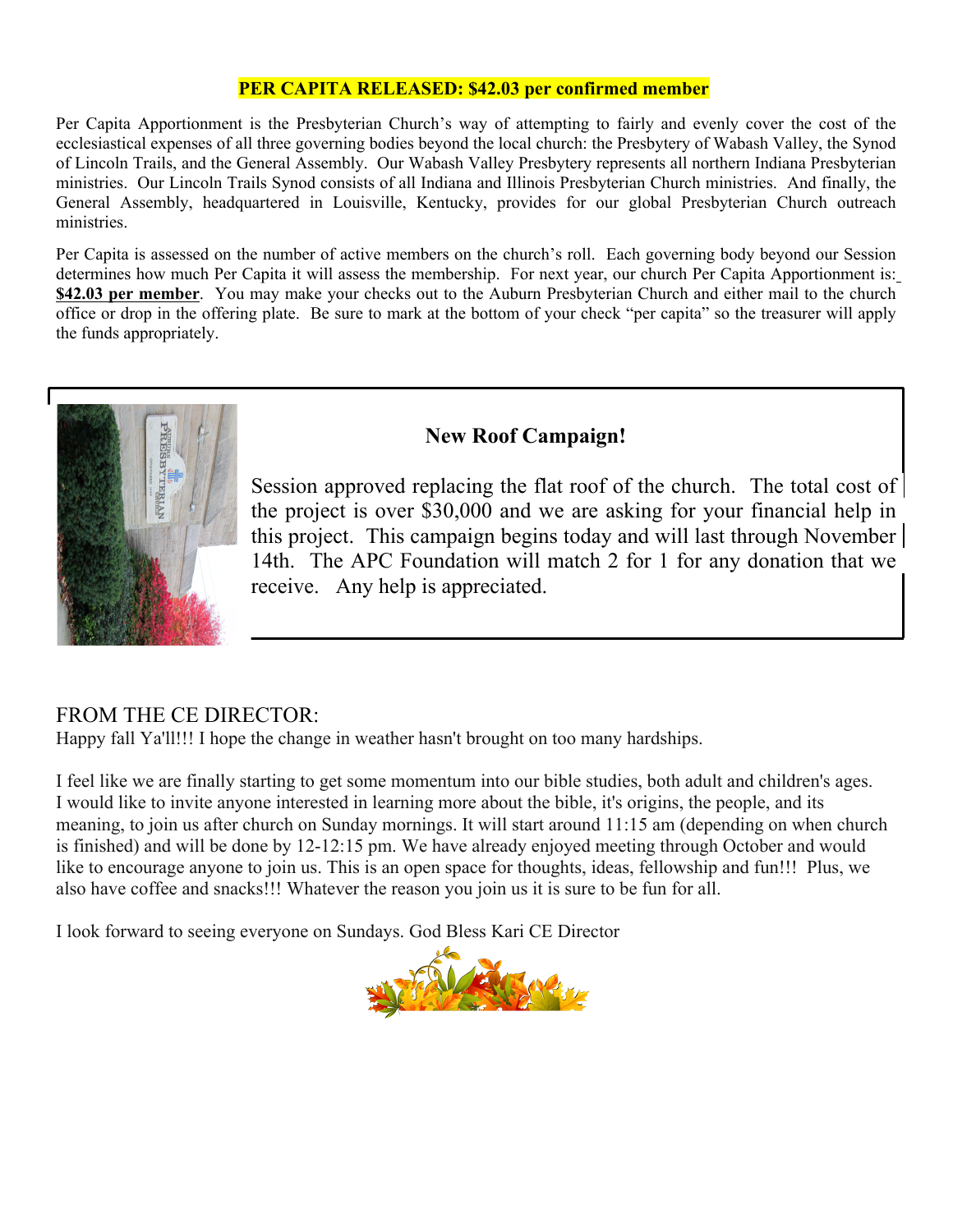**PER CAPITA RELEASED: $42.03 per confirmed member**

Per Capita Apportionment is the Presbyterian Church's way of attempting to fairly and evenly cover the cost of the ecclesiastical expenses of all three governing bodies beyond the local church: the Presbytery of Wabash Valley, the Synod of Lincoln Trails, and the General Assembly. Our Wabash Valley Presbytery represents all northern Indiana Presbyterian ministries. Our Lincoln Trails Synod consists of all Indiana and Illinois Presbyterian Church ministries. And finally, the General Assembly, headquartered in Louisville, Kentucky, provides for our global Presbyterian Church outreach ministries.

Per Capita is assessed on the number of active members on the church's roll. Each governing body beyond our Session determines how much Per Capita it will assess the membership. For next year, our church Per Capita Apportionment is: **$42.03 per member**. You may make your checks out to the Auburn Presbyterian Church and either mail to the church office or drop in the offering plate. Be sure to mark at the bottom of your check "per capita" so the treasurer will apply the funds appropriately.

**New Roof Campaign!**

Session approved replacing the flat roof of the church. The total cost of the project is over $30,000 and we are asking for your financial help in this project. This campaign begins today and will last through November 14th. The APC Foundation will match 2 for 1 for any donation that we receive. Any help is appreciated.

FROM THE CE DIRECTOR:

Happy fall Ya'll!!! I hope the change in weather hasn't brought on too many hardships.

I feel like we are finally starting to get some momentum into our bible studies, both adult and children's ages. I would like to invite anyone interested in learning more about the bible, it's origins, the people, and its meaning, to join us after church on Sunday mornings. It will start around 11:15 am (depending on when church is finished) and will be done by 12-12:15 pm. We have already enjoyed meeting through October and would like to encourage anyone to join us. This is an open space for thoughts, ideas, fellowship and fun!!! Plus, we also have coffee and snacks!!! Whatever the reason you join us it is sure to be fun for all.

I look forward to seeing everyone on Sundays. God Bless Kari CE Director